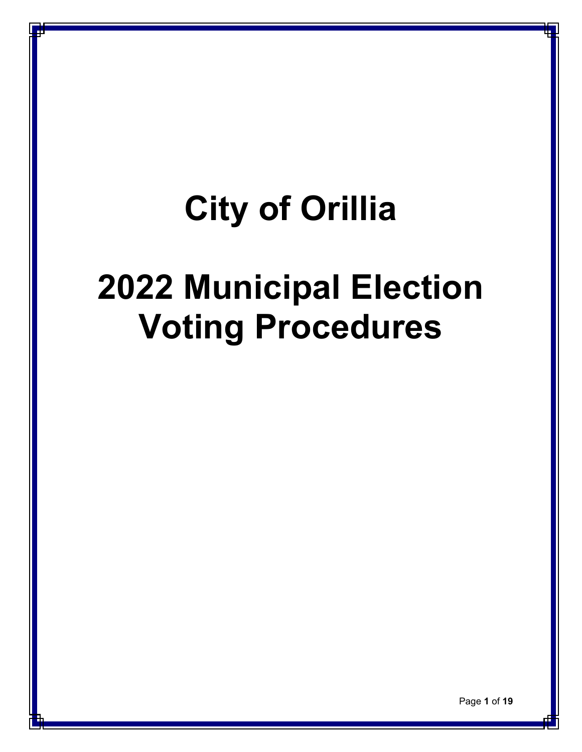# City of Orillia

# 2022 Municipal Election Voting Procedures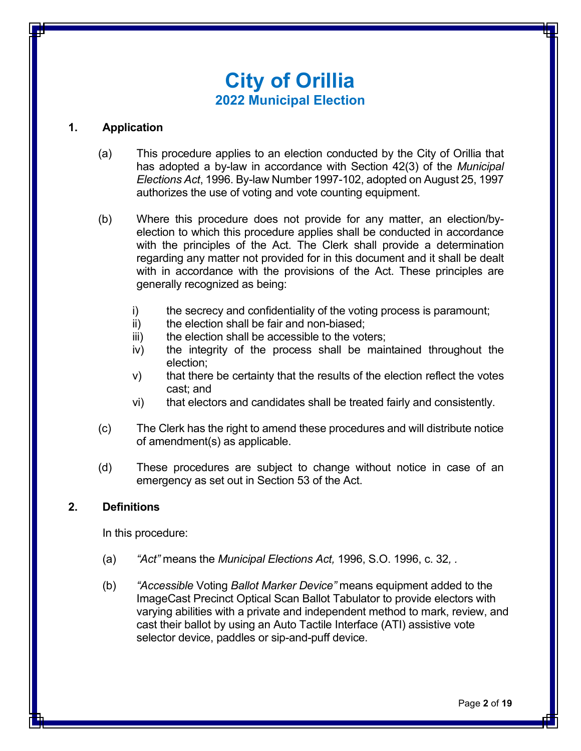# City of Orillia
## 2022 Municipal Election

### 1. Application

(a) This procedure applies to an election conducted by the City of Orillia that has adopted a by-law in accordance with Section 42(3) of the *Municipal Elections Act*, 1996. By-law Number 1997-102, adopted on August 25, 1997 authorizes the use of voting and vote counting equipment.

(b) Where this procedure does not provide for any matter, an election/by-election to which this procedure applies shall be conducted in accordance with the principles of the Act. The Clerk shall provide a determination regarding any matter not provided for in this document and it shall be dealt with in accordance with the provisions of the Act. These principles are generally recognized as being:

- i) the secrecy and confidentiality of the voting process is paramount;
- ii) the election shall be fair and non-biased;
- iii) the election shall be accessible to the voters;
- iv) the integrity of the process shall be maintained throughout the election;
- v) that there be certainty that the results of the election reflect the votes cast; and
- vi) that electors and candidates shall be treated fairly and consistently.

(c) The Clerk has the right to amend these procedures and will distribute notice of amendment(s) as applicable.

(d) These procedures are subject to change without notice in case of an emergency as set out in Section 53 of the Act.

### 2. Definitions

In this procedure:

(a) *"Act"* means the *Municipal Elections Act,* 1996, S.O. 1996, c. 32*, .*

(b) *"Accessible* Voting *Ballot Marker Device"* means equipment added to the ImageCast Precinct Optical Scan Ballot Tabulator to provide electors with varying abilities with a private and independent method to mark, review, and cast their ballot by using an Auto Tactile Interface (ATI) assistive vote selector device, paddles or sip-and-puff device.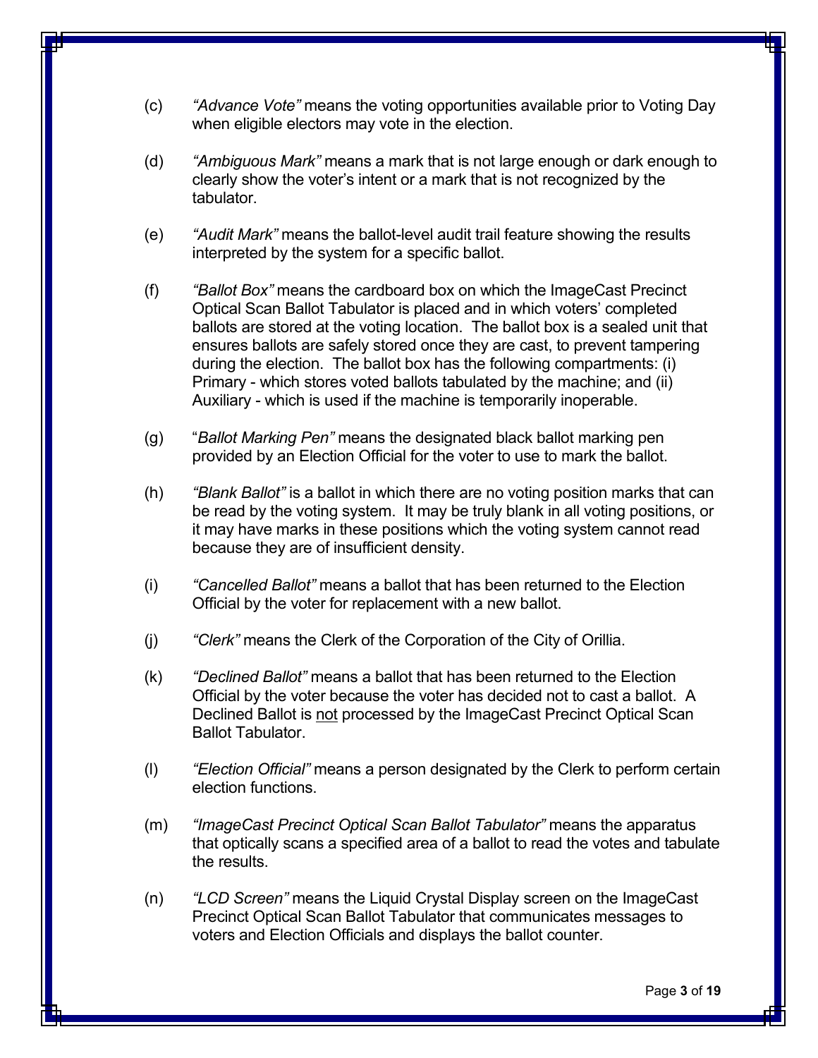(c) *“Advance Vote”* means the voting opportunities available prior to Voting Day when eligible electors may vote in the election.

(d) *“Ambiguous Mark”* means a mark that is not large enough or dark enough to clearly show the voter’s intent or a mark that is not recognized by the tabulator.

(e) *“Audit Mark”* means the ballot-level audit trail feature showing the results interpreted by the system for a specific ballot.

(f) *“Ballot Box”* means the cardboard box on which the ImageCast Precinct Optical Scan Ballot Tabulator is placed and in which voters’ completed ballots are stored at the voting location. The ballot box is a sealed unit that ensures ballots are safely stored once they are cast, to prevent tampering during the election. The ballot box has the following compartments: (i) Primary - which stores voted ballots tabulated by the machine; and (ii) Auxiliary - which is used if the machine is temporarily inoperable.

(g) “*Ballot Marking Pen”* means the designated black ballot marking pen provided by an Election Official for the voter to use to mark the ballot.

(h) *“Blank Ballot”* is a ballot in which there are no voting position marks that can be read by the voting system. It may be truly blank in all voting positions, or it may have marks in these positions which the voting system cannot read because they are of insufficient density.

(i) *“Cancelled Ballot”* means a ballot that has been returned to the Election Official by the voter for replacement with a new ballot.

(j) *“Clerk”* means the Clerk of the Corporation of the City of Orillia.

(k) *“Declined Ballot”* means a ballot that has been returned to the Election Official by the voter because the voter has decided not to cast a ballot. A Declined Ballot is not processed by the ImageCast Precinct Optical Scan Ballot Tabulator.

(l) *“Election Official”* means a person designated by the Clerk to perform certain election functions.

(m) *“ImageCast Precinct Optical Scan Ballot Tabulator”* means the apparatus that optically scans a specified area of a ballot to read the votes and tabulate the results.

(n) *“LCD Screen”* means the Liquid Crystal Display screen on the ImageCast Precinct Optical Scan Ballot Tabulator that communicates messages to voters and Election Officials and displays the ballot counter.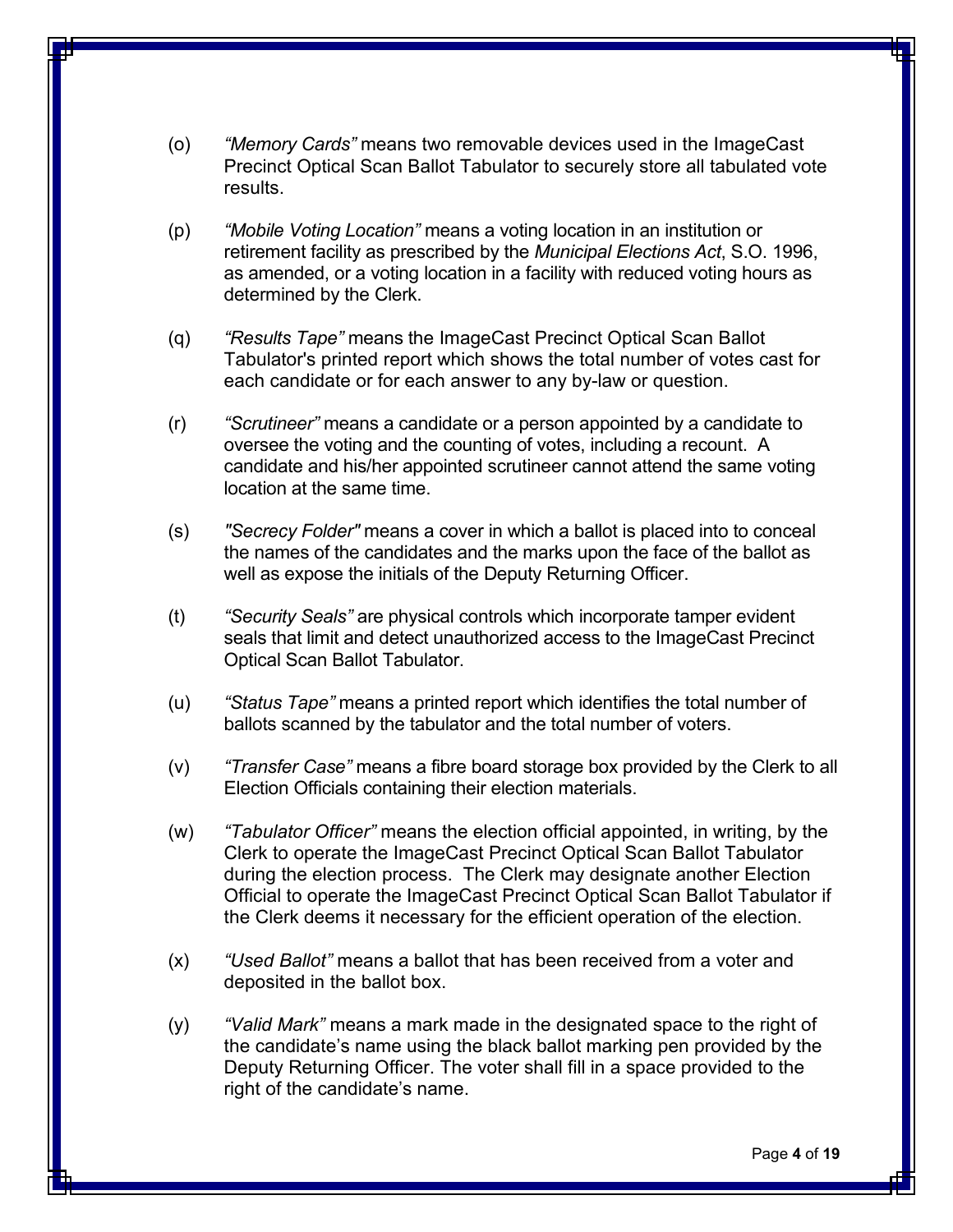(o) *“Memory Cards”* means two removable devices used in the ImageCast Precinct Optical Scan Ballot Tabulator to securely store all tabulated vote results.

(p) *“Mobile Voting Location”* means a voting location in an institution or retirement facility as prescribed by the *Municipal Elections Act*, S.O. 1996, as amended, or a voting location in a facility with reduced voting hours as determined by the Clerk.

(q) *“Results Tape”* means the ImageCast Precinct Optical Scan Ballot Tabulator's printed report which shows the total number of votes cast for each candidate or for each answer to any by-law or question.

(r) *“Scrutineer”* means a candidate or a person appointed by a candidate to oversee the voting and the counting of votes, including a recount. A candidate and his/her appointed scrutineer cannot attend the same voting location at the same time.

(s) *"Secrecy Folder"* means a cover in which a ballot is placed into to conceal the names of the candidates and the marks upon the face of the ballot as well as expose the initials of the Deputy Returning Officer.

(t) *“Security Seals”* are physical controls which incorporate tamper evident seals that limit and detect unauthorized access to the ImageCast Precinct Optical Scan Ballot Tabulator.

(u) *“Status Tape”* means a printed report which identifies the total number of ballots scanned by the tabulator and the total number of voters.

(v) *“Transfer Case”* means a fibre board storage box provided by the Clerk to all Election Officials containing their election materials.

(w) *“Tabulator Officer”* means the election official appointed, in writing, by the Clerk to operate the ImageCast Precinct Optical Scan Ballot Tabulator during the election process. The Clerk may designate another Election Official to operate the ImageCast Precinct Optical Scan Ballot Tabulator if the Clerk deems it necessary for the efficient operation of the election.

(x) *“Used Ballot”* means a ballot that has been received from a voter and deposited in the ballot box.

(y) *“Valid Mark”* means a mark made in the designated space to the right of the candidate’s name using the black ballot marking pen provided by the Deputy Returning Officer. The voter shall fill in a space provided to the right of the candidate’s name.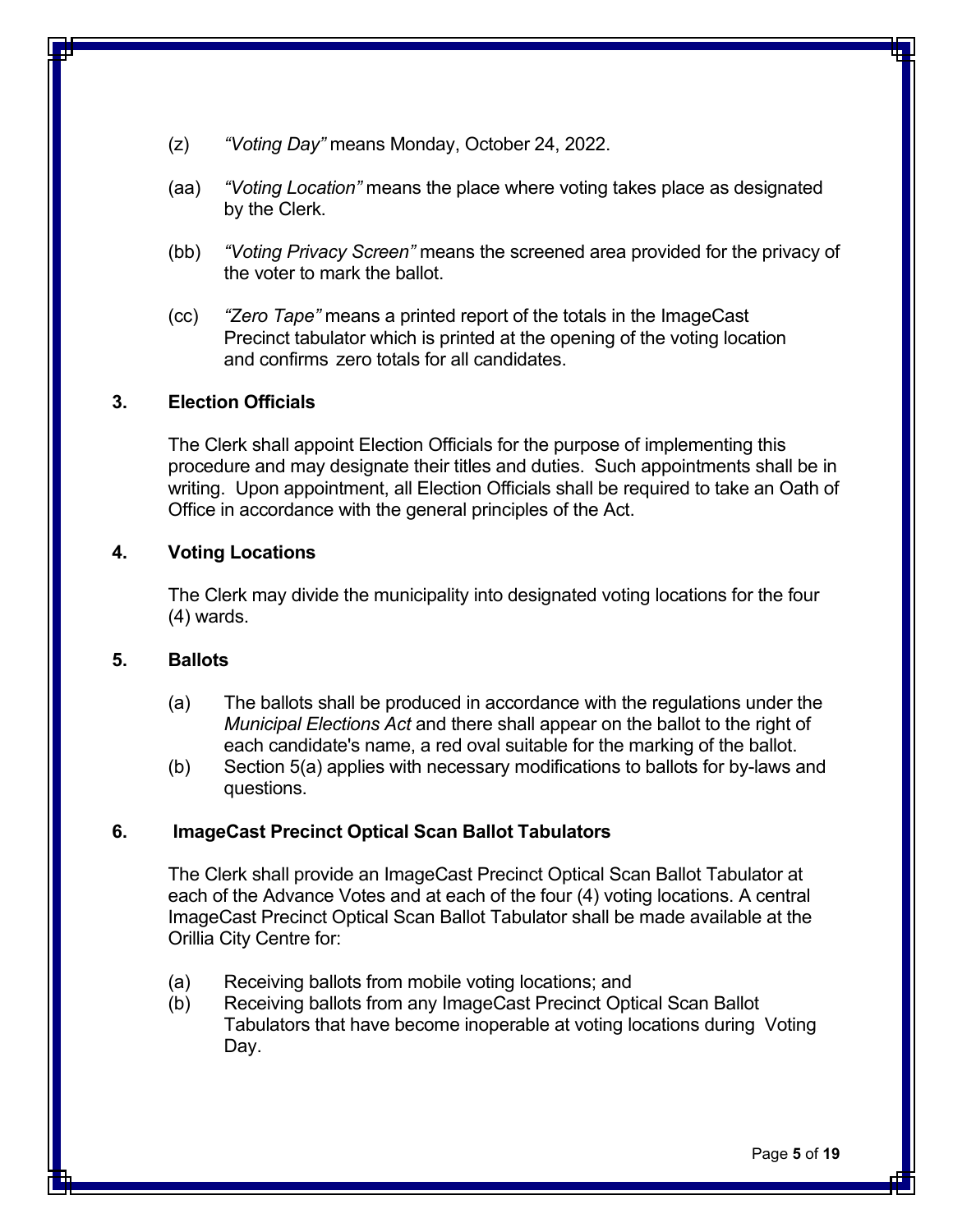(z) *"Voting Day"* means Monday, October 24, 2022.

(aa) *"Voting Location"* means the place where voting takes place as designated by the Clerk.

(bb) *"Voting Privacy Screen"* means the screened area provided for the privacy of the voter to mark the ballot.

(cc) *"Zero Tape"* means a printed report of the totals in the ImageCast Precinct tabulator which is printed at the opening of the voting location and confirms zero totals for all candidates.

## 3. Election Officials

The Clerk shall appoint Election Officials for the purpose of implementing this procedure and may designate their titles and duties. Such appointments shall be in writing. Upon appointment, all Election Officials shall be required to take an Oath of Office in accordance with the general principles of the Act.

## 4. Voting Locations

The Clerk may divide the municipality into designated voting locations for the four (4) wards.

## 5. Ballots

(a) The ballots shall be produced in accordance with the regulations under the *Municipal Elections Act* and there shall appear on the ballot to the right of each candidate's name, a red oval suitable for the marking of the ballot.

(b) Section 5(a) applies with necessary modifications to ballots for by-laws and questions.

## 6. ImageCast Precinct Optical Scan Ballot Tabulators

The Clerk shall provide an ImageCast Precinct Optical Scan Ballot Tabulator at each of the Advance Votes and at each of the four (4) voting locations. A central ImageCast Precinct Optical Scan Ballot Tabulator shall be made available at the Orillia City Centre for:

(a) Receiving ballots from mobile voting locations; and

(b) Receiving ballots from any ImageCast Precinct Optical Scan Ballot Tabulators that have become inoperable at voting locations during Voting Day.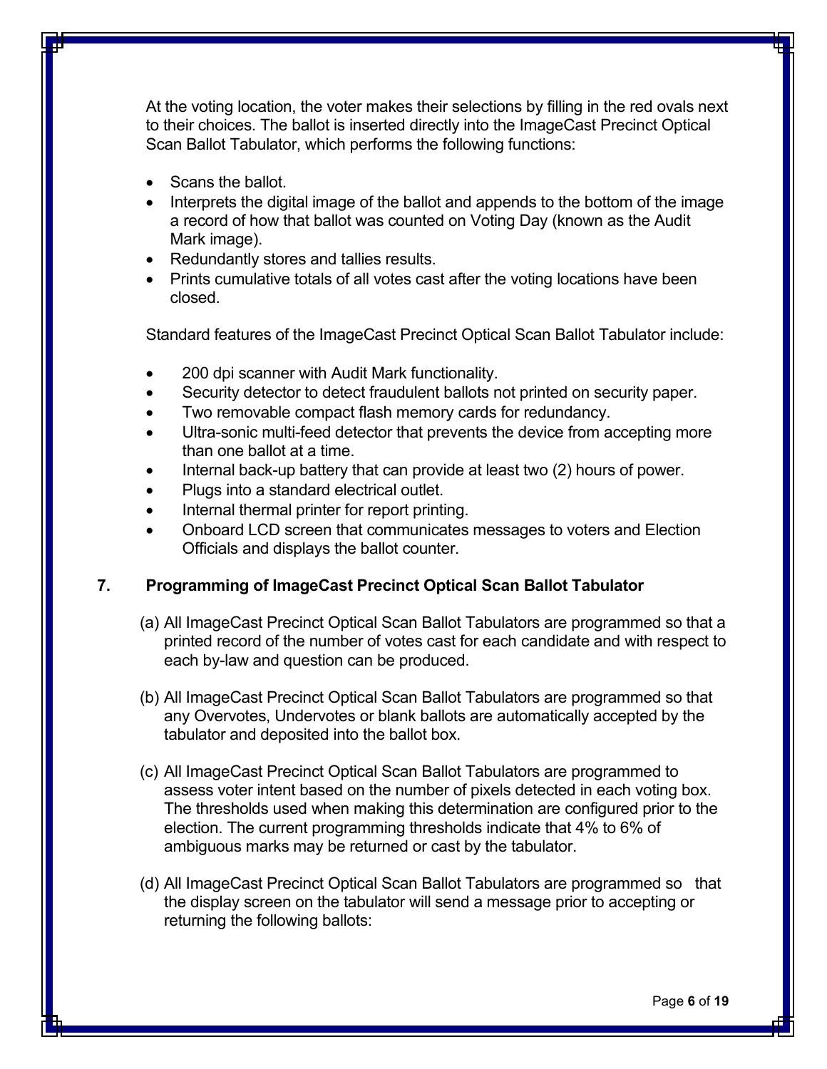At the voting location, the voter makes their selections by filling in the red ovals next to their choices. The ballot is inserted directly into the ImageCast Precinct Optical Scan Ballot Tabulator, which performs the following functions:

- Scans the ballot.
- Interprets the digital image of the ballot and appends to the bottom of the image a record of how that ballot was counted on Voting Day (known as the Audit Mark image).
- Redundantly stores and tallies results.
- Prints cumulative totals of all votes cast after the voting locations have been closed.

Standard features of the ImageCast Precinct Optical Scan Ballot Tabulator include:

- 200 dpi scanner with Audit Mark functionality.
- Security detector to detect fraudulent ballots not printed on security paper.
- Two removable compact flash memory cards for redundancy.
- Ultra-sonic multi-feed detector that prevents the device from accepting more than one ballot at a time.
- Internal back-up battery that can provide at least two (2) hours of power.
- Plugs into a standard electrical outlet.
- Internal thermal printer for report printing.
- Onboard LCD screen that communicates messages to voters and Election Officials and displays the ballot counter.

## 7. Programming of ImageCast Precinct Optical Scan Ballot Tabulator

(a) All ImageCast Precinct Optical Scan Ballot Tabulators are programmed so that a printed record of the number of votes cast for each candidate and with respect to each by-law and question can be produced.

(b) All ImageCast Precinct Optical Scan Ballot Tabulators are programmed so that any Overvotes, Undervotes or blank ballots are automatically accepted by the tabulator and deposited into the ballot box.

(c) All ImageCast Precinct Optical Scan Ballot Tabulators are programmed to assess voter intent based on the number of pixels detected in each voting box. The thresholds used when making this determination are configured prior to the election. The current programming thresholds indicate that 4% to 6% of ambiguous marks may be returned or cast by the tabulator.

(d) All ImageCast Precinct Optical Scan Ballot Tabulators are programmed so that the display screen on the tabulator will send a message prior to accepting or returning the following ballots: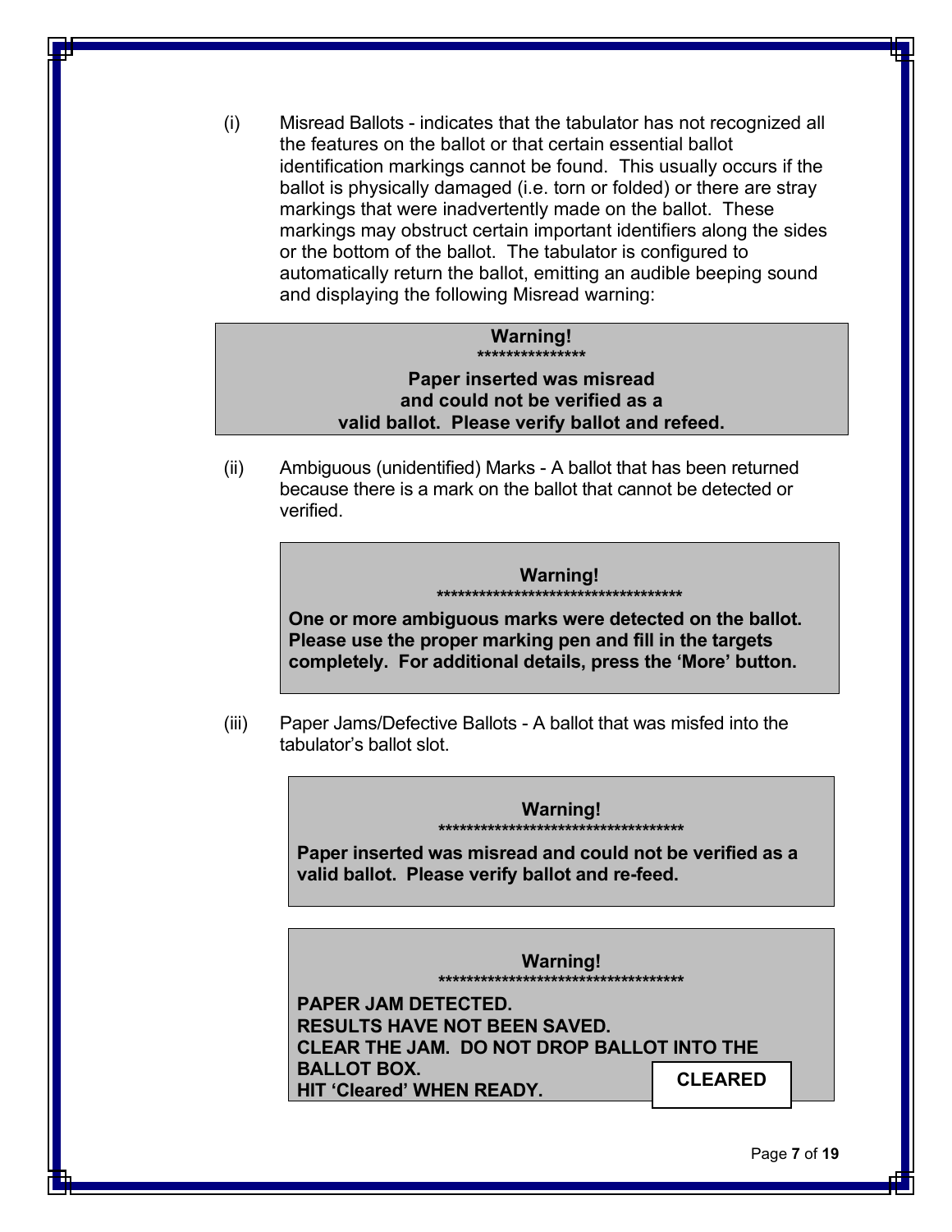(i) Misread Ballots - indicates that the tabulator has not recognized all the features on the ballot or that certain essential ballot identification markings cannot be found. This usually occurs if the ballot is physically damaged (i.e. torn or folded) or there are stray markings that were inadvertently made on the ballot. These markings may obstruct certain important identifiers along the sides or the bottom of the ballot. The tabulator is configured to automatically return the ballot, emitting an audible beeping sound and displaying the following Misread warning:

> **Warning!**
> **\*\*\*\*\*\*\*\*\*\*\*\*\*\*\***
> **Paper inserted was misread and could not be verified as a valid ballot. Please verify ballot and refeed.**

(ii) Ambiguous (unidentified) Marks - A ballot that has been returned because there is a mark on the ballot that cannot be detected or verified.

> **Warning!**
> **\*\*\*\*\*\*\*\*\*\*\*\*\*\*\*\*\*\*\*\*\*\*\*\*\*\*\*\*\*\*\*\*\*\*\*\***
> **One or more ambiguous marks were detected on the ballot. Please use the proper marking pen and fill in the targets completely. For additional details, press the 'More' button.**

(iii) Paper Jams/Defective Ballots - A ballot that was misfed into the tabulator's ballot slot.

> **Warning!**
> **\*\*\*\*\*\*\*\*\*\*\*\*\*\*\*\*\*\*\*\*\*\*\*\*\*\*\*\*\*\*\*\*\*\*\*\***
> **Paper inserted was misread and could not be verified as a valid ballot. Please verify ballot and re-feed.**

> **Warning!**
> **\*\*\*\*\*\*\*\*\*\*\*\*\*\*\*\*\*\*\*\*\*\*\*\*\*\*\*\*\*\*\*\*\*\*\*\***
> **PAPER JAM DETECTED.**
> **RESULTS HAVE NOT BEEN SAVED.**
> **CLEAR THE JAM. DO NOT DROP BALLOT INTO THE BALLOT BOX.**
> **HIT 'Cleared' WHEN READY.**
> **CLEARED**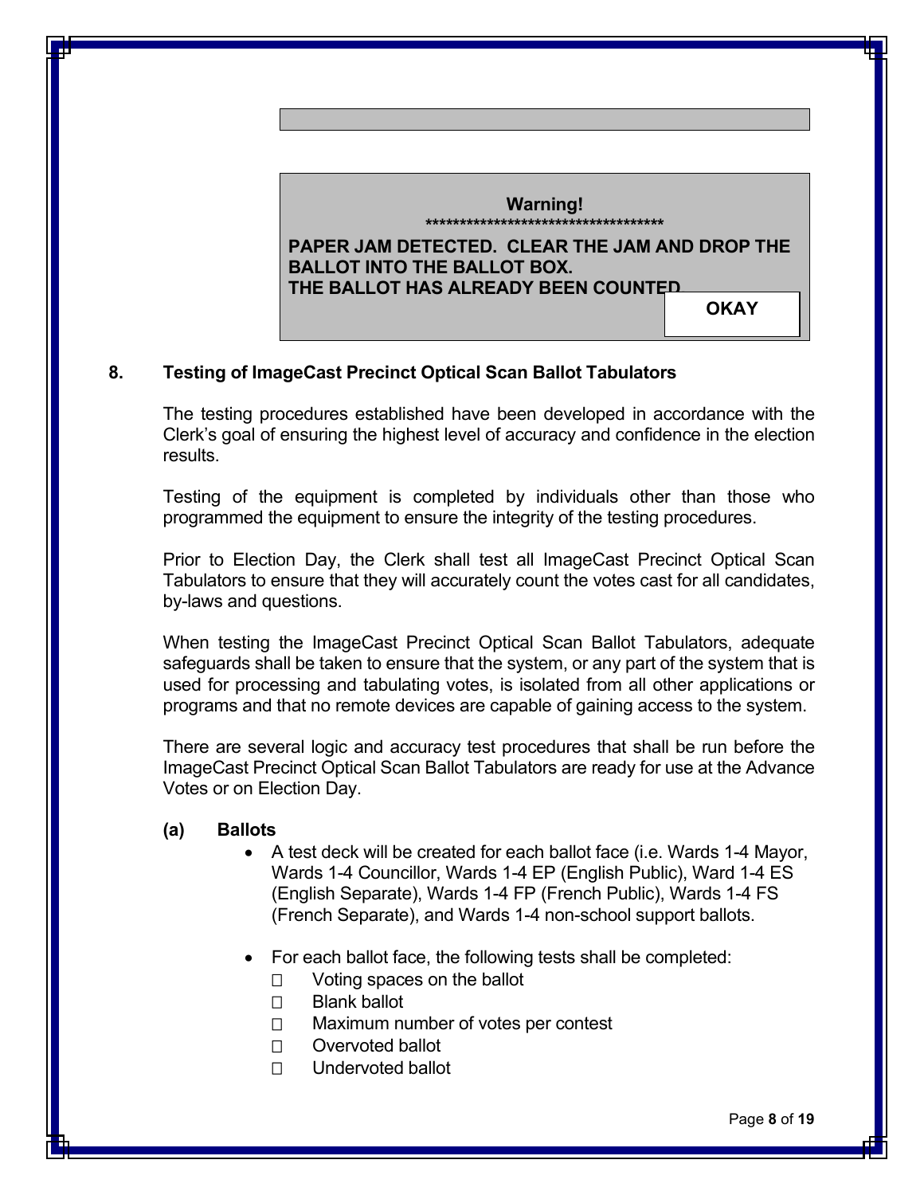**Warning!**

************************************

**PAPER JAM DETECTED. CLEAR THE JAM AND DROP THE BALLOT INTO THE BALLOT BOX.**
**THE BALLOT HAS ALREADY BEEN COUNTED**

**OKAY**

## 8. Testing of ImageCast Precinct Optical Scan Ballot Tabulators

The testing procedures established have been developed in accordance with the Clerk's goal of ensuring the highest level of accuracy and confidence in the election results.

Testing of the equipment is completed by individuals other than those who programmed the equipment to ensure the integrity of the testing procedures.

Prior to Election Day, the Clerk shall test all ImageCast Precinct Optical Scan Tabulators to ensure that they will accurately count the votes cast for all candidates, by-laws and questions.

When testing the ImageCast Precinct Optical Scan Ballot Tabulators, adequate safeguards shall be taken to ensure that the system, or any part of the system that is used for processing and tabulating votes, is isolated from all other applications or programs and that no remote devices are capable of gaining access to the system.

There are several logic and accuracy test procedures that shall be run before the ImageCast Precinct Optical Scan Ballot Tabulators are ready for use at the Advance Votes or on Election Day.

### (a) Ballots

- A test deck will be created for each ballot face (i.e. Wards 1-4 Mayor, Wards 1-4 Councillor, Wards 1-4 EP (English Public), Ward 1-4 ES (English Separate), Wards 1-4 FP (French Public), Wards 1-4 FS (French Separate), and Wards 1-4 non-school support ballots.
- For each ballot face, the following tests shall be completed:
  - Voting spaces on the ballot
  - Blank ballot
  - Maximum number of votes per contest
  - Overvoted ballot
  - Undervoted ballot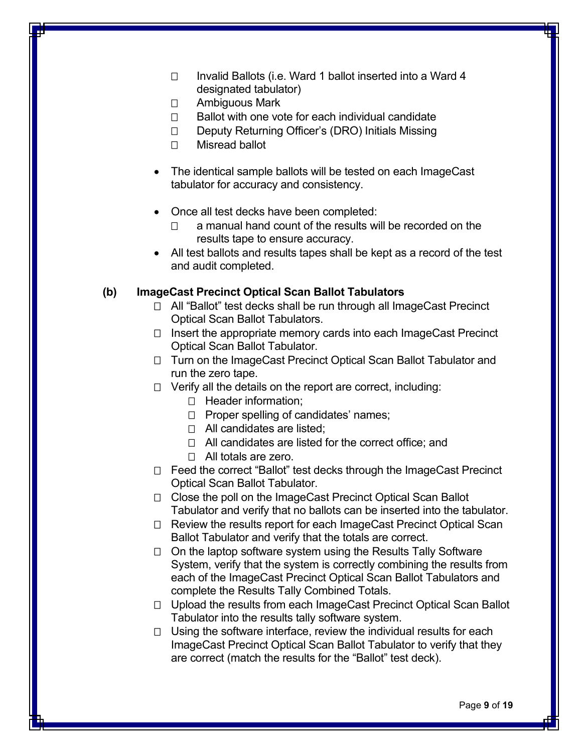- Invalid Ballots (i.e. Ward 1 ballot inserted into a Ward 4 designated tabulator)
- Ambiguous Mark
- Ballot with one vote for each individual candidate
- Deputy Returning Officer's (DRO) Initials Missing
- Misread ballot

- The identical sample ballots will be tested on each ImageCast tabulator for accuracy and consistency.
- Once all test decks have been completed:
  - a manual hand count of the results will be recorded on the results tape to ensure accuracy.
- All test ballots and results tapes shall be kept as a record of the test and audit completed.

**(b) ImageCast Precinct Optical Scan Ballot Tabulators**

- All "Ballot" test decks shall be run through all ImageCast Precinct Optical Scan Ballot Tabulators.
- Insert the appropriate memory cards into each ImageCast Precinct Optical Scan Ballot Tabulator.
- Turn on the ImageCast Precinct Optical Scan Ballot Tabulator and run the zero tape.
- Verify all the details on the report are correct, including:
  - Header information;
  - Proper spelling of candidates' names;
  - All candidates are listed;
  - All candidates are listed for the correct office; and
  - All totals are zero.
- Feed the correct "Ballot" test decks through the ImageCast Precinct Optical Scan Ballot Tabulator.
- Close the poll on the ImageCast Precinct Optical Scan Ballot Tabulator and verify that no ballots can be inserted into the tabulator.
- Review the results report for each ImageCast Precinct Optical Scan Ballot Tabulator and verify that the totals are correct.
- On the laptop software system using the Results Tally Software System, verify that the system is correctly combining the results from each of the ImageCast Precinct Optical Scan Ballot Tabulators and complete the Results Tally Combined Totals.
- Upload the results from each ImageCast Precinct Optical Scan Ballot Tabulator into the results tally software system.
- Using the software interface, review the individual results for each ImageCast Precinct Optical Scan Ballot Tabulator to verify that they are correct (match the results for the "Ballot" test deck).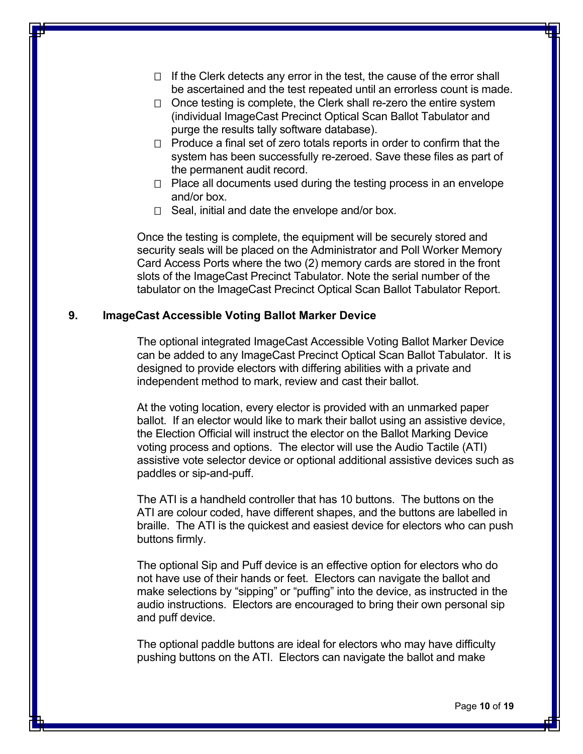- If the Clerk detects any error in the test, the cause of the error shall be ascertained and the test repeated until an errorless count is made.
- Once testing is complete, the Clerk shall re-zero the entire system (individual ImageCast Precinct Optical Scan Ballot Tabulator and purge the results tally software database).
- Produce a final set of zero totals reports in order to confirm that the system has been successfully re-zeroed. Save these files as part of the permanent audit record.
- Place all documents used during the testing process in an envelope and/or box.
- Seal, initial and date the envelope and/or box.

Once the testing is complete, the equipment will be securely stored and security seals will be placed on the Administrator and Poll Worker Memory Card Access Ports where the two (2) memory cards are stored in the front slots of the ImageCast Precinct Tabulator. Note the serial number of the tabulator on the ImageCast Precinct Optical Scan Ballot Tabulator Report.

## 9. ImageCast Accessible Voting Ballot Marker Device

The optional integrated ImageCast Accessible Voting Ballot Marker Device can be added to any ImageCast Precinct Optical Scan Ballot Tabulator. It is designed to provide electors with differing abilities with a private and independent method to mark, review and cast their ballot.

At the voting location, every elector is provided with an unmarked paper ballot. If an elector would like to mark their ballot using an assistive device, the Election Official will instruct the elector on the Ballot Marking Device voting process and options. The elector will use the Audio Tactile (ATI) assistive vote selector device or optional additional assistive devices such as paddles or sip-and-puff.

The ATI is a handheld controller that has 10 buttons. The buttons on the ATI are colour coded, have different shapes, and the buttons are labelled in braille. The ATI is the quickest and easiest device for electors who can push buttons firmly.

The optional Sip and Puff device is an effective option for electors who do not have use of their hands or feet. Electors can navigate the ballot and make selections by "sipping" or "puffing" into the device, as instructed in the audio instructions. Electors are encouraged to bring their own personal sip and puff device.

The optional paddle buttons are ideal for electors who may have difficulty pushing buttons on the ATI. Electors can navigate the ballot and make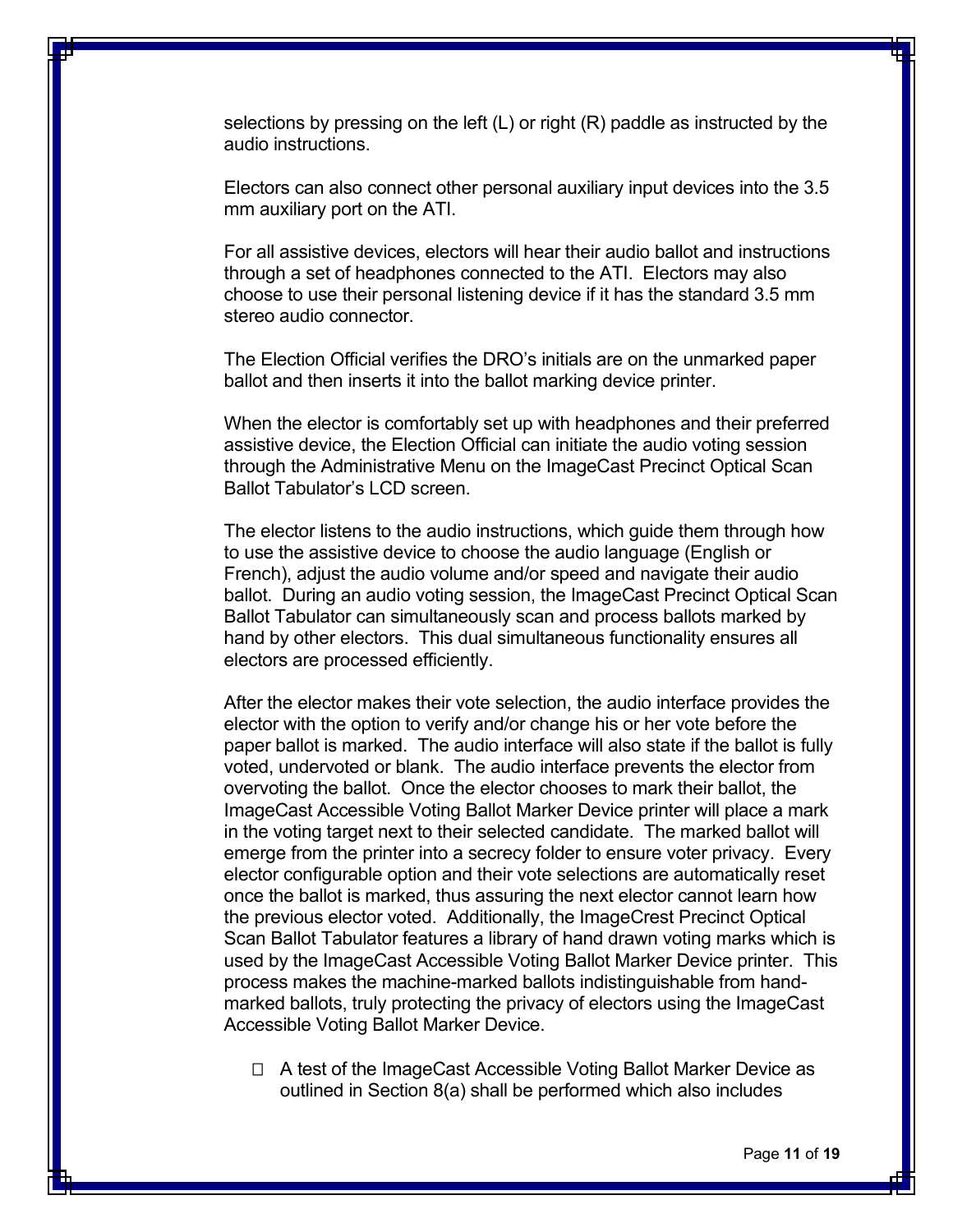selections by pressing on the left (L) or right (R) paddle as instructed by the audio instructions.

Electors can also connect other personal auxiliary input devices into the 3.5 mm auxiliary port on the ATI.

For all assistive devices, electors will hear their audio ballot and instructions through a set of headphones connected to the ATI. Electors may also choose to use their personal listening device if it has the standard 3.5 mm stereo audio connector.

The Election Official verifies the DRO's initials are on the unmarked paper ballot and then inserts it into the ballot marking device printer.

When the elector is comfortably set up with headphones and their preferred assistive device, the Election Official can initiate the audio voting session through the Administrative Menu on the ImageCast Precinct Optical Scan Ballot Tabulator's LCD screen.

The elector listens to the audio instructions, which guide them through how to use the assistive device to choose the audio language (English or French), adjust the audio volume and/or speed and navigate their audio ballot. During an audio voting session, the ImageCast Precinct Optical Scan Ballot Tabulator can simultaneously scan and process ballots marked by hand by other electors. This dual simultaneous functionality ensures all electors are processed efficiently.

After the elector makes their vote selection, the audio interface provides the elector with the option to verify and/or change his or her vote before the paper ballot is marked. The audio interface will also state if the ballot is fully voted, undervoted or blank. The audio interface prevents the elector from overvoting the ballot. Once the elector chooses to mark their ballot, the ImageCast Accessible Voting Ballot Marker Device printer will place a mark in the voting target next to their selected candidate. The marked ballot will emerge from the printer into a secrecy folder to ensure voter privacy. Every elector configurable option and their vote selections are automatically reset once the ballot is marked, thus assuring the next elector cannot learn how the previous elector voted. Additionally, the ImageCrest Precinct Optical Scan Ballot Tabulator features a library of hand drawn voting marks which is used by the ImageCast Accessible Voting Ballot Marker Device printer. This process makes the machine-marked ballots indistinguishable from hand-marked ballots, truly protecting the privacy of electors using the ImageCast Accessible Voting Ballot Marker Device.

- A test of the ImageCast Accessible Voting Ballot Marker Device as outlined in Section 8(a) shall be performed which also includes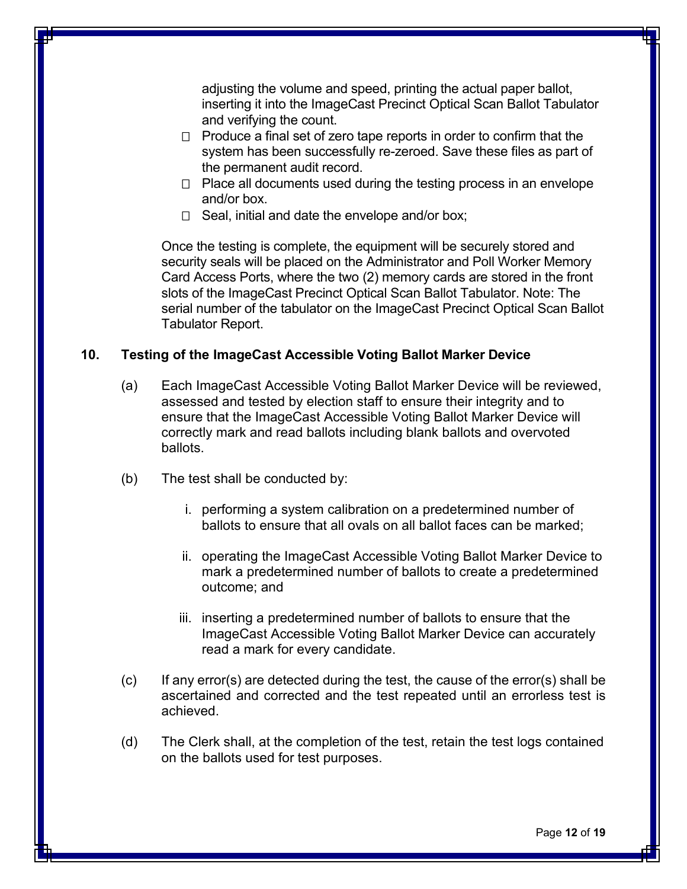adjusting the volume and speed, printing the actual paper ballot, inserting it into the ImageCast Precinct Optical Scan Ballot Tabulator and verifying the count.

- Produce a final set of zero tape reports in order to confirm that the system has been successfully re-zeroed. Save these files as part of the permanent audit record.
- Place all documents used during the testing process in an envelope and/or box.
- Seal, initial and date the envelope and/or box;

Once the testing is complete, the equipment will be securely stored and security seals will be placed on the Administrator and Poll Worker Memory Card Access Ports, where the two (2) memory cards are stored in the front slots of the ImageCast Precinct Optical Scan Ballot Tabulator. Note: The serial number of the tabulator on the ImageCast Precinct Optical Scan Ballot Tabulator Report.

## 10. Testing of the ImageCast Accessible Voting Ballot Marker Device

(a) Each ImageCast Accessible Voting Ballot Marker Device will be reviewed, assessed and tested by election staff to ensure their integrity and to ensure that the ImageCast Accessible Voting Ballot Marker Device will correctly mark and read ballots including blank ballots and overvoted ballots.

(b) The test shall be conducted by:

i. performing a system calibration on a predetermined number of ballots to ensure that all ovals on all ballot faces can be marked;

ii. operating the ImageCast Accessible Voting Ballot Marker Device to mark a predetermined number of ballots to create a predetermined outcome; and

iii. inserting a predetermined number of ballots to ensure that the ImageCast Accessible Voting Ballot Marker Device can accurately read a mark for every candidate.

(c) If any error(s) are detected during the test, the cause of the error(s) shall be ascertained and corrected and the test repeated until an errorless test is achieved.

(d) The Clerk shall, at the completion of the test, retain the test logs contained on the ballots used for test purposes.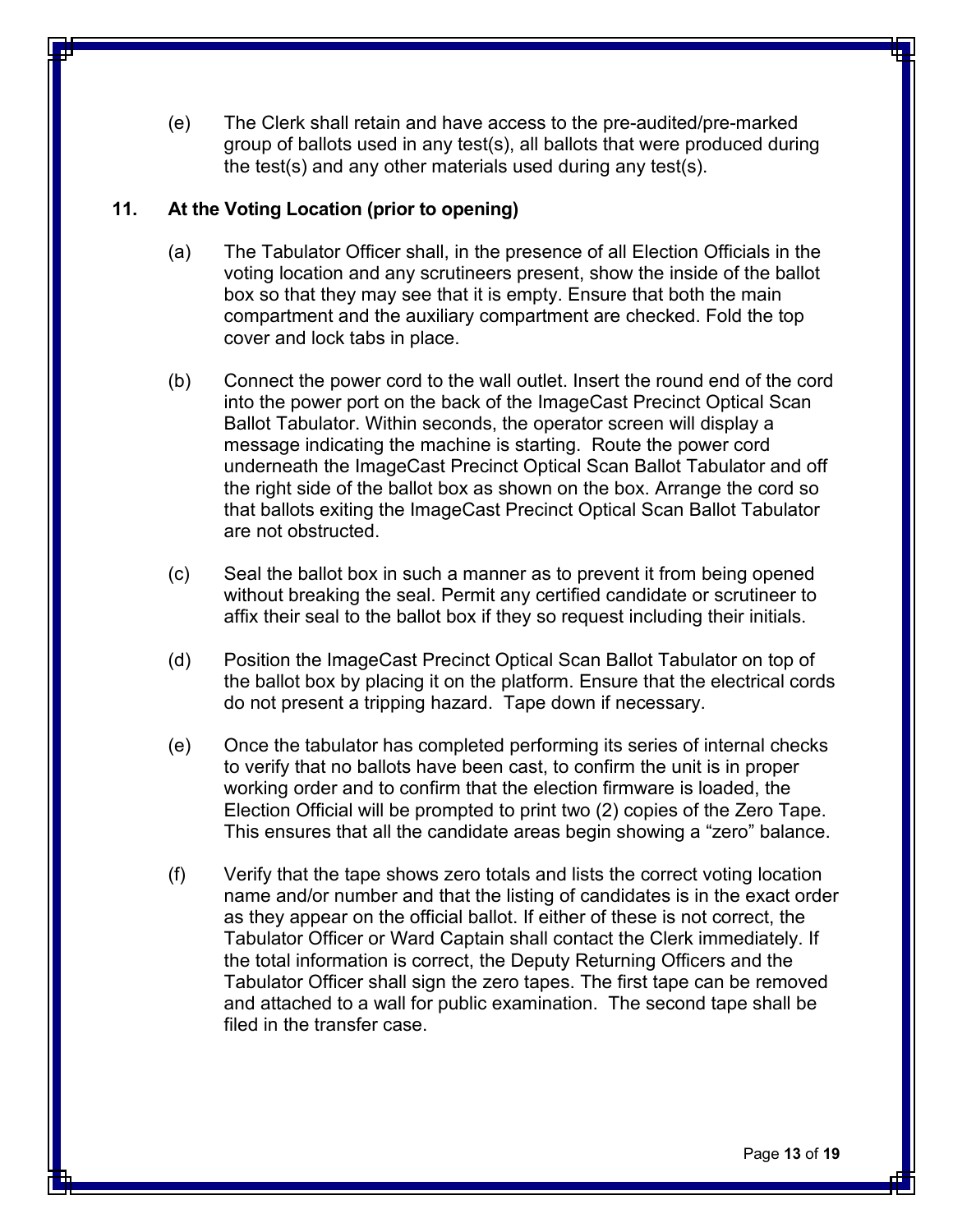(e) The Clerk shall retain and have access to the pre-audited/pre-marked group of ballots used in any test(s), all ballots that were produced during the test(s) and any other materials used during any test(s).

## 11. At the Voting Location (prior to opening)

(a) The Tabulator Officer shall, in the presence of all Election Officials in the voting location and any scrutineers present, show the inside of the ballot box so that they may see that it is empty. Ensure that both the main compartment and the auxiliary compartment are checked. Fold the top cover and lock tabs in place.

(b) Connect the power cord to the wall outlet. Insert the round end of the cord into the power port on the back of the ImageCast Precinct Optical Scan Ballot Tabulator. Within seconds, the operator screen will display a message indicating the machine is starting. Route the power cord underneath the ImageCast Precinct Optical Scan Ballot Tabulator and off the right side of the ballot box as shown on the box. Arrange the cord so that ballots exiting the ImageCast Precinct Optical Scan Ballot Tabulator are not obstructed.

(c) Seal the ballot box in such a manner as to prevent it from being opened without breaking the seal. Permit any certified candidate or scrutineer to affix their seal to the ballot box if they so request including their initials.

(d) Position the ImageCast Precinct Optical Scan Ballot Tabulator on top of the ballot box by placing it on the platform. Ensure that the electrical cords do not present a tripping hazard. Tape down if necessary.

(e) Once the tabulator has completed performing its series of internal checks to verify that no ballots have been cast, to confirm the unit is in proper working order and to confirm that the election firmware is loaded, the Election Official will be prompted to print two (2) copies of the Zero Tape. This ensures that all the candidate areas begin showing a "zero" balance.

(f) Verify that the tape shows zero totals and lists the correct voting location name and/or number and that the listing of candidates is in the exact order as they appear on the official ballot. If either of these is not correct, the Tabulator Officer or Ward Captain shall contact the Clerk immediately. If the total information is correct, the Deputy Returning Officers and the Tabulator Officer shall sign the zero tapes. The first tape can be removed and attached to a wall for public examination. The second tape shall be filed in the transfer case.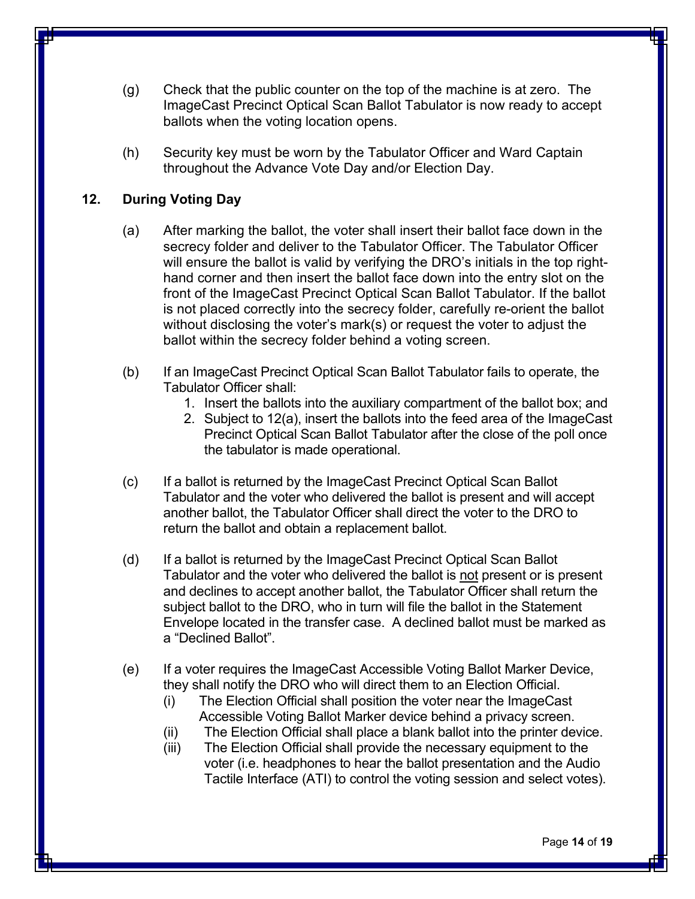(g) Check that the public counter on the top of the machine is at zero. The ImageCast Precinct Optical Scan Ballot Tabulator is now ready to accept ballots when the voting location opens.

(h) Security key must be worn by the Tabulator Officer and Ward Captain throughout the Advance Vote Day and/or Election Day.

## 12. During Voting Day

(a) After marking the ballot, the voter shall insert their ballot face down in the secrecy folder and deliver to the Tabulator Officer. The Tabulator Officer will ensure the ballot is valid by verifying the DRO's initials in the top right-hand corner and then insert the ballot face down into the entry slot on the front of the ImageCast Precinct Optical Scan Ballot Tabulator. If the ballot is not placed correctly into the secrecy folder, carefully re-orient the ballot without disclosing the voter's mark(s) or request the voter to adjust the ballot within the secrecy folder behind a voting screen.

(b) If an ImageCast Precinct Optical Scan Ballot Tabulator fails to operate, the Tabulator Officer shall:

1. Insert the ballots into the auxiliary compartment of the ballot box; and
2. Subject to 12(a), insert the ballots into the feed area of the ImageCast Precinct Optical Scan Ballot Tabulator after the close of the poll once the tabulator is made operational.

(c) If a ballot is returned by the ImageCast Precinct Optical Scan Ballot Tabulator and the voter who delivered the ballot is present and will accept another ballot, the Tabulator Officer shall direct the voter to the DRO to return the ballot and obtain a replacement ballot.

(d) If a ballot is returned by the ImageCast Precinct Optical Scan Ballot Tabulator and the voter who delivered the ballot is <u>not</u> present or is present and declines to accept another ballot, the Tabulator Officer shall return the subject ballot to the DRO, who in turn will file the ballot in the Statement Envelope located in the transfer case. A declined ballot must be marked as a "Declined Ballot".

(e) If a voter requires the ImageCast Accessible Voting Ballot Marker Device, they shall notify the DRO who will direct them to an Election Official.

(i) The Election Official shall position the voter near the ImageCast Accessible Voting Ballot Marker device behind a privacy screen.

(ii) The Election Official shall place a blank ballot into the printer device.

(iii) The Election Official shall provide the necessary equipment to the voter (i.e. headphones to hear the ballot presentation and the Audio Tactile Interface (ATI) to control the voting session and select votes).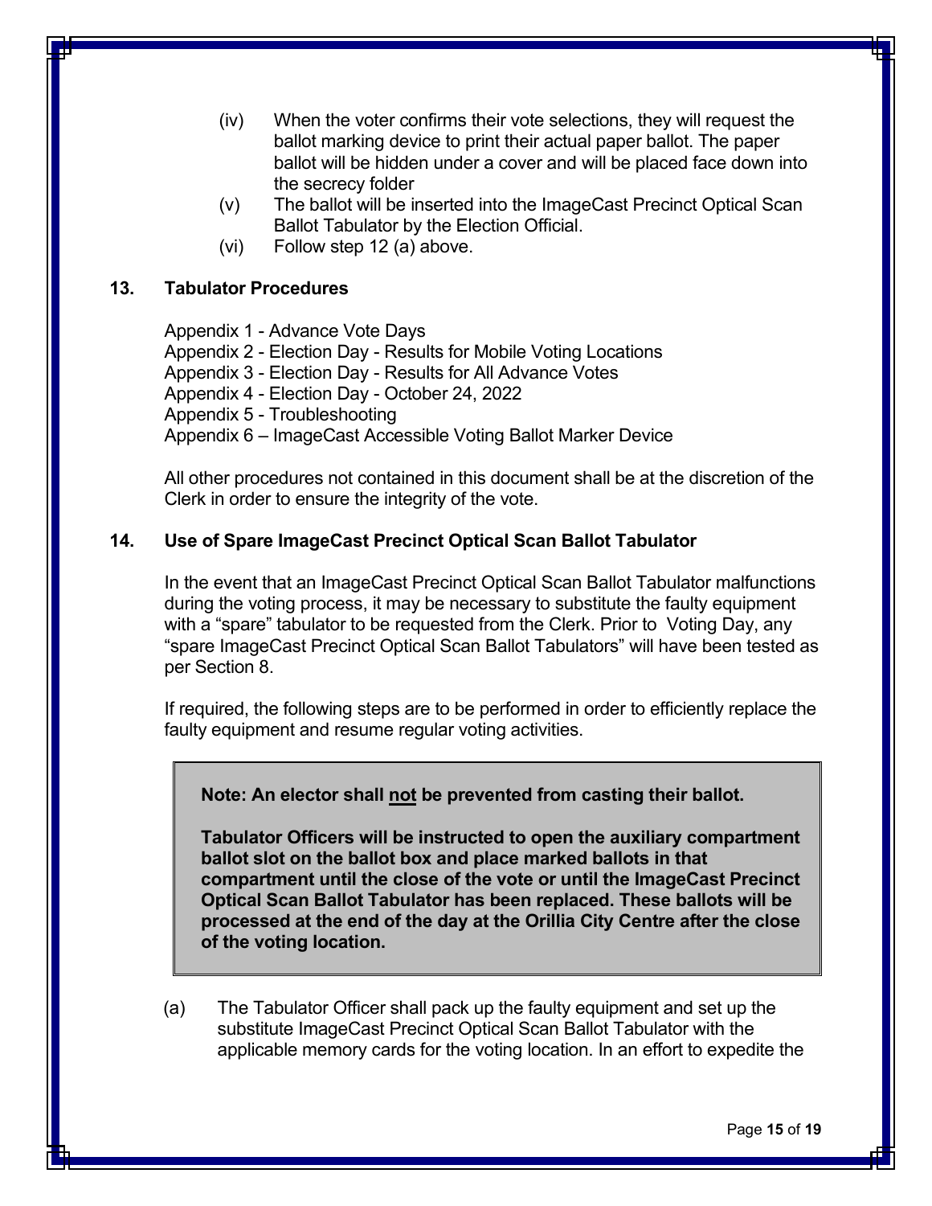(iv) When the voter confirms their vote selections, they will request the ballot marking device to print their actual paper ballot. The paper ballot will be hidden under a cover and will be placed face down into the secrecy folder

(v) The ballot will be inserted into the ImageCast Precinct Optical Scan Ballot Tabulator by the Election Official.

(vi) Follow step 12 (a) above.

## 13. Tabulator Procedures

Appendix 1 - Advance Vote Days
Appendix 2 - Election Day - Results for Mobile Voting Locations
Appendix 3 - Election Day - Results for All Advance Votes
Appendix 4 - Election Day - October 24, 2022
Appendix 5 - Troubleshooting
Appendix 6 – ImageCast Accessible Voting Ballot Marker Device

All other procedures not contained in this document shall be at the discretion of the Clerk in order to ensure the integrity of the vote.

## 14. Use of Spare ImageCast Precinct Optical Scan Ballot Tabulator

In the event that an ImageCast Precinct Optical Scan Ballot Tabulator malfunctions during the voting process, it may be necessary to substitute the faulty equipment with a "spare" tabulator to be requested from the Clerk. Prior to Voting Day, any "spare ImageCast Precinct Optical Scan Ballot Tabulators" will have been tested as per Section 8.

If required, the following steps are to be performed in order to efficiently replace the faulty equipment and resume regular voting activities.

> **Note: An elector shall <u>not</u> be prevented from casting their ballot.**
>
> **Tabulator Officers will be instructed to open the auxiliary compartment ballot slot on the ballot box and place marked ballots in that compartment until the close of the vote or until the ImageCast Precinct Optical Scan Ballot Tabulator has been replaced. These ballots will be processed at the end of the day at the Orillia City Centre after the close of the voting location.**

(a) The Tabulator Officer shall pack up the faulty equipment and set up the substitute ImageCast Precinct Optical Scan Ballot Tabulator with the applicable memory cards for the voting location. In an effort to expedite the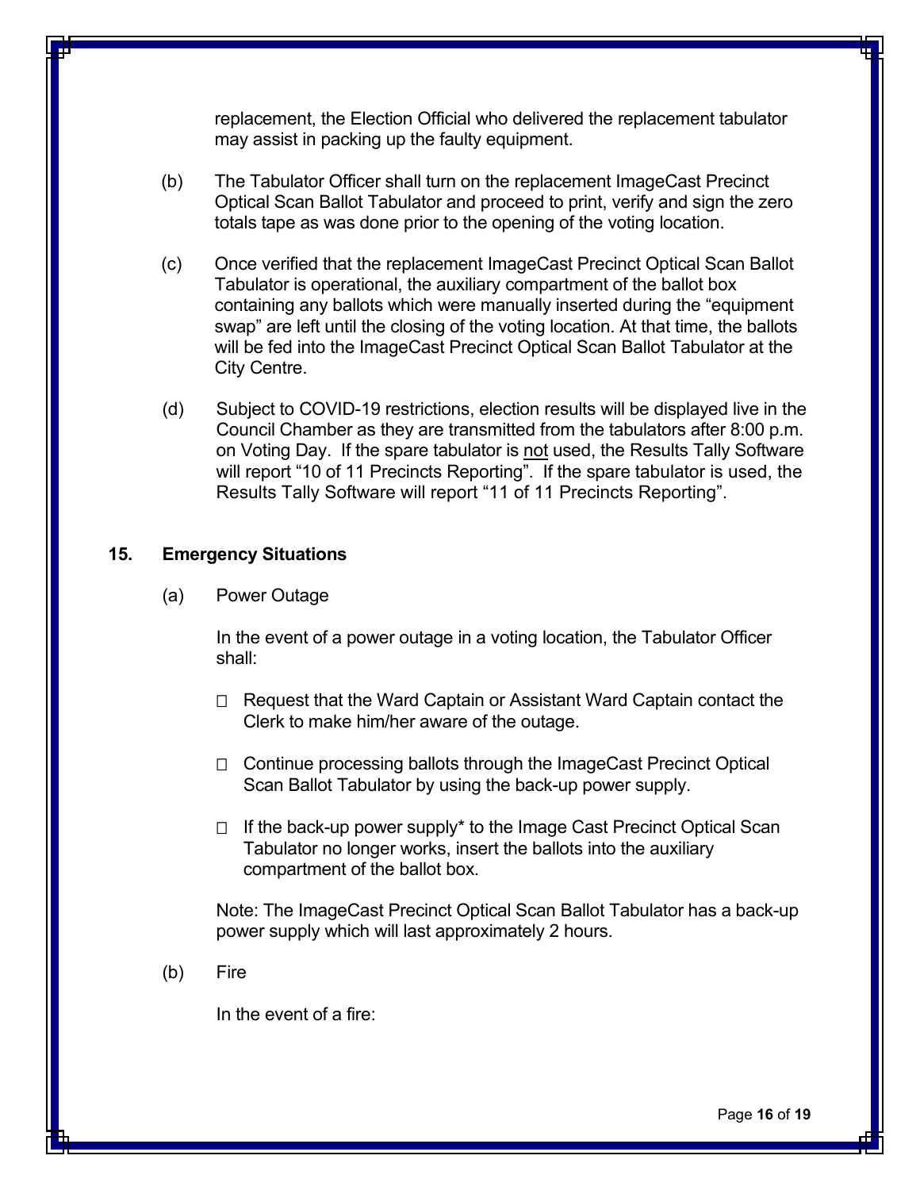replacement, the Election Official who delivered the replacement tabulator may assist in packing up the faulty equipment.

(b) The Tabulator Officer shall turn on the replacement ImageCast Precinct Optical Scan Ballot Tabulator and proceed to print, verify and sign the zero totals tape as was done prior to the opening of the voting location.

(c) Once verified that the replacement ImageCast Precinct Optical Scan Ballot Tabulator is operational, the auxiliary compartment of the ballot box containing any ballots which were manually inserted during the "equipment swap" are left until the closing of the voting location. At that time, the ballots will be fed into the ImageCast Precinct Optical Scan Ballot Tabulator at the City Centre.

(d) Subject to COVID-19 restrictions, election results will be displayed live in the Council Chamber as they are transmitted from the tabulators after 8:00 p.m. on Voting Day. If the spare tabulator is <u>not</u> used, the Results Tally Software will report "10 of 11 Precincts Reporting". If the spare tabulator is used, the Results Tally Software will report "11 of 11 Precincts Reporting".

**15. Emergency Situations**

(a) Power Outage

In the event of a power outage in a voting location, the Tabulator Officer shall:

- Request that the Ward Captain or Assistant Ward Captain contact the Clerk to make him/her aware of the outage.
- Continue processing ballots through the ImageCast Precinct Optical Scan Ballot Tabulator by using the back-up power supply.
- If the back-up power supply* to the Image Cast Precinct Optical Scan Tabulator no longer works, insert the ballots into the auxiliary compartment of the ballot box.

Note: The ImageCast Precinct Optical Scan Ballot Tabulator has a back-up power supply which will last approximately 2 hours.

(b) Fire

In the event of a fire: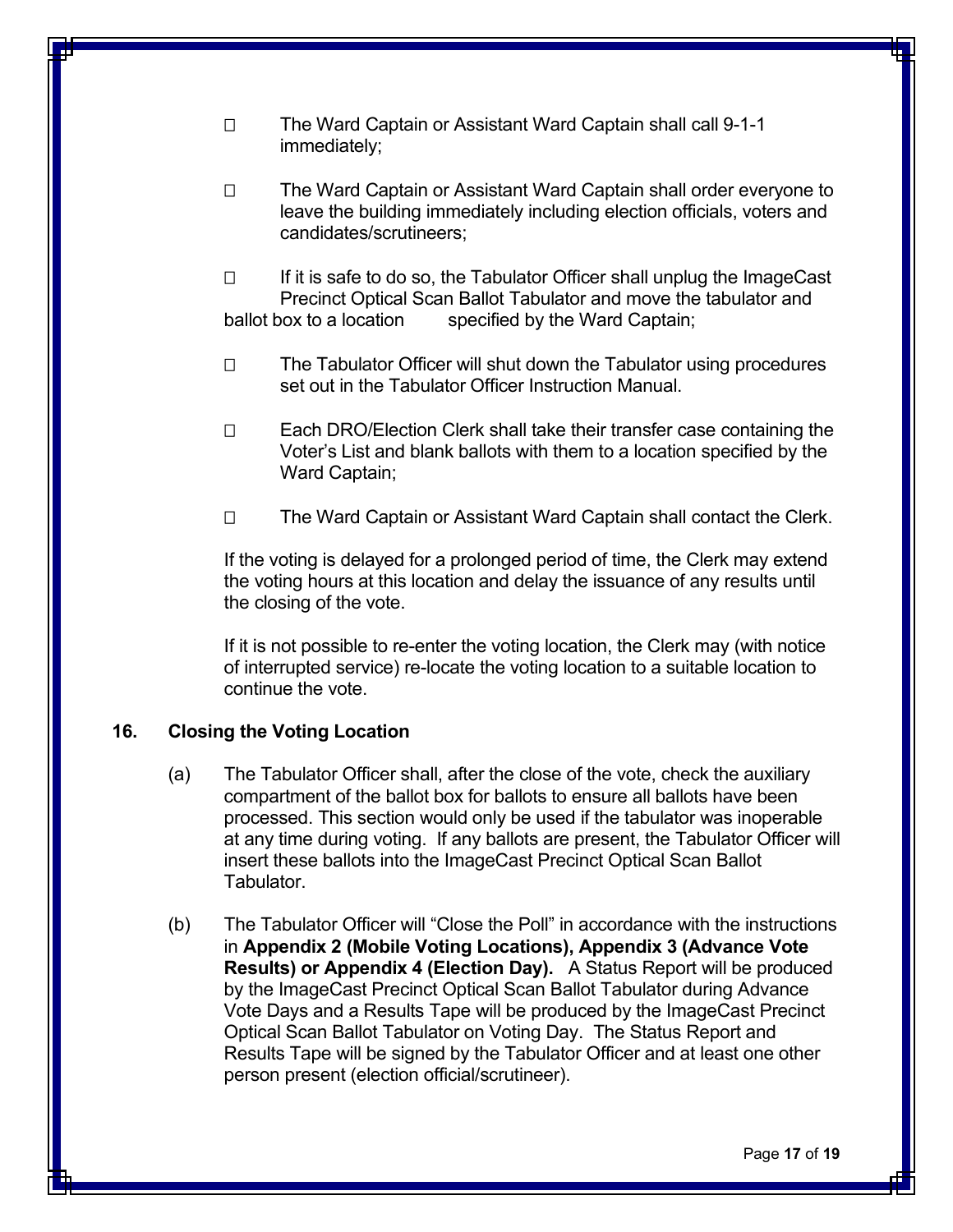- The Ward Captain or Assistant Ward Captain shall call 9-1-1 immediately;
- The Ward Captain or Assistant Ward Captain shall order everyone to leave the building immediately including election officials, voters and candidates/scrutineers;
- If it is safe to do so, the Tabulator Officer shall unplug the ImageCast Precinct Optical Scan Ballot Tabulator and move the tabulator and ballot box to a location specified by the Ward Captain;
- The Tabulator Officer will shut down the Tabulator using procedures set out in the Tabulator Officer Instruction Manual.
- Each DRO/Election Clerk shall take their transfer case containing the Voter's List and blank ballots with them to a location specified by the Ward Captain;
- The Ward Captain or Assistant Ward Captain shall contact the Clerk.

If the voting is delayed for a prolonged period of time, the Clerk may extend the voting hours at this location and delay the issuance of any results until the closing of the vote.

If it is not possible to re-enter the voting location, the Clerk may (with notice of interrupted service) re-locate the voting location to a suitable location to continue the vote.

## 16. Closing the Voting Location

(a) The Tabulator Officer shall, after the close of the vote, check the auxiliary compartment of the ballot box for ballots to ensure all ballots have been processed. This section would only be used if the tabulator was inoperable at any time during voting. If any ballots are present, the Tabulator Officer will insert these ballots into the ImageCast Precinct Optical Scan Ballot Tabulator.

(b) The Tabulator Officer will "Close the Poll" in accordance with the instructions in **Appendix 2 (Mobile Voting Locations), Appendix 3 (Advance Vote Results) or Appendix 4 (Election Day).** A Status Report will be produced by the ImageCast Precinct Optical Scan Ballot Tabulator during Advance Vote Days and a Results Tape will be produced by the ImageCast Precinct Optical Scan Ballot Tabulator on Voting Day. The Status Report and Results Tape will be signed by the Tabulator Officer and at least one other person present (election official/scrutineer).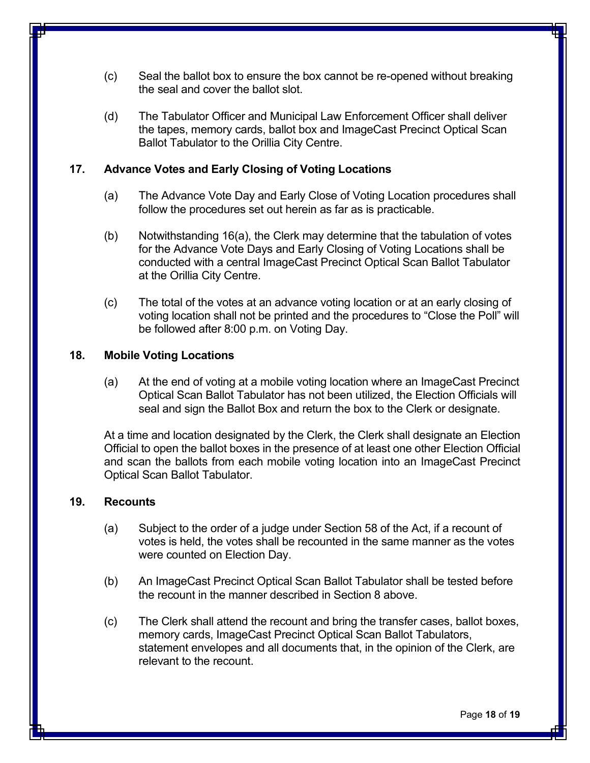(c) Seal the ballot box to ensure the box cannot be re-opened without breaking the seal and cover the ballot slot.

(d) The Tabulator Officer and Municipal Law Enforcement Officer shall deliver the tapes, memory cards, ballot box and ImageCast Precinct Optical Scan Ballot Tabulator to the Orillia City Centre.

## 17. Advance Votes and Early Closing of Voting Locations

(a) The Advance Vote Day and Early Close of Voting Location procedures shall follow the procedures set out herein as far as is practicable.

(b) Notwithstanding 16(a), the Clerk may determine that the tabulation of votes for the Advance Vote Days and Early Closing of Voting Locations shall be conducted with a central ImageCast Precinct Optical Scan Ballot Tabulator at the Orillia City Centre.

(c) The total of the votes at an advance voting location or at an early closing of voting location shall not be printed and the procedures to "Close the Poll" will be followed after 8:00 p.m. on Voting Day.

## 18. Mobile Voting Locations

(a) At the end of voting at a mobile voting location where an ImageCast Precinct Optical Scan Ballot Tabulator has not been utilized, the Election Officials will seal and sign the Ballot Box and return the box to the Clerk or designate.

At a time and location designated by the Clerk, the Clerk shall designate an Election Official to open the ballot boxes in the presence of at least one other Election Official and scan the ballots from each mobile voting location into an ImageCast Precinct Optical Scan Ballot Tabulator.

## 19. Recounts

(a) Subject to the order of a judge under Section 58 of the Act, if a recount of votes is held, the votes shall be recounted in the same manner as the votes were counted on Election Day.

(b) An ImageCast Precinct Optical Scan Ballot Tabulator shall be tested before the recount in the manner described in Section 8 above.

(c) The Clerk shall attend the recount and bring the transfer cases, ballot boxes, memory cards, ImageCast Precinct Optical Scan Ballot Tabulators, statement envelopes and all documents that, in the opinion of the Clerk, are relevant to the recount.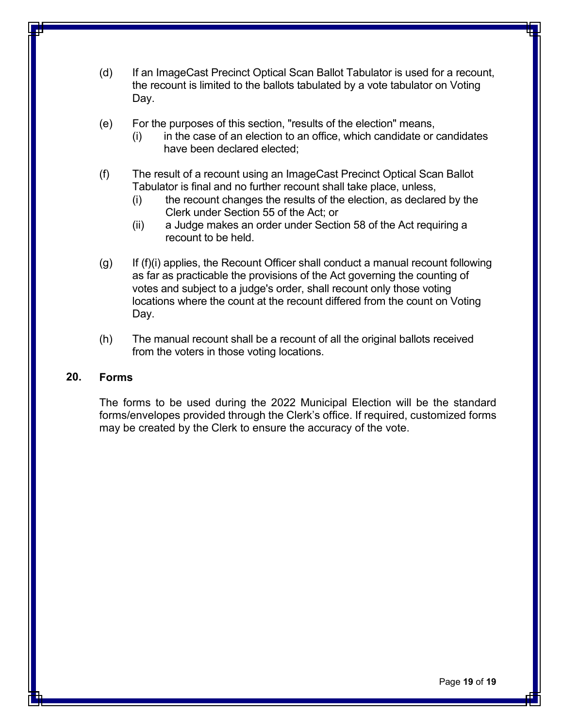(d) If an ImageCast Precinct Optical Scan Ballot Tabulator is used for a recount, the recount is limited to the ballots tabulated by a vote tabulator on Voting Day.

(e) For the purposes of this section, "results of the election" means,
   (i) in the case of an election to an office, which candidate or candidates have been declared elected;

(f) The result of a recount using an ImageCast Precinct Optical Scan Ballot Tabulator is final and no further recount shall take place, unless,
   (i) the recount changes the results of the election, as declared by the Clerk under Section 55 of the Act; or
   (ii) a Judge makes an order under Section 58 of the Act requiring a recount to be held.

(g) If (f)(i) applies, the Recount Officer shall conduct a manual recount following as far as practicable the provisions of the Act governing the counting of votes and subject to a judge's order, shall recount only those voting locations where the count at the recount differed from the count on Voting Day.

(h) The manual recount shall be a recount of all the original ballots received from the voters in those voting locations.

## 20. Forms

The forms to be used during the 2022 Municipal Election will be the standard forms/envelopes provided through the Clerk's office. If required, customized forms may be created by the Clerk to ensure the accuracy of the vote.